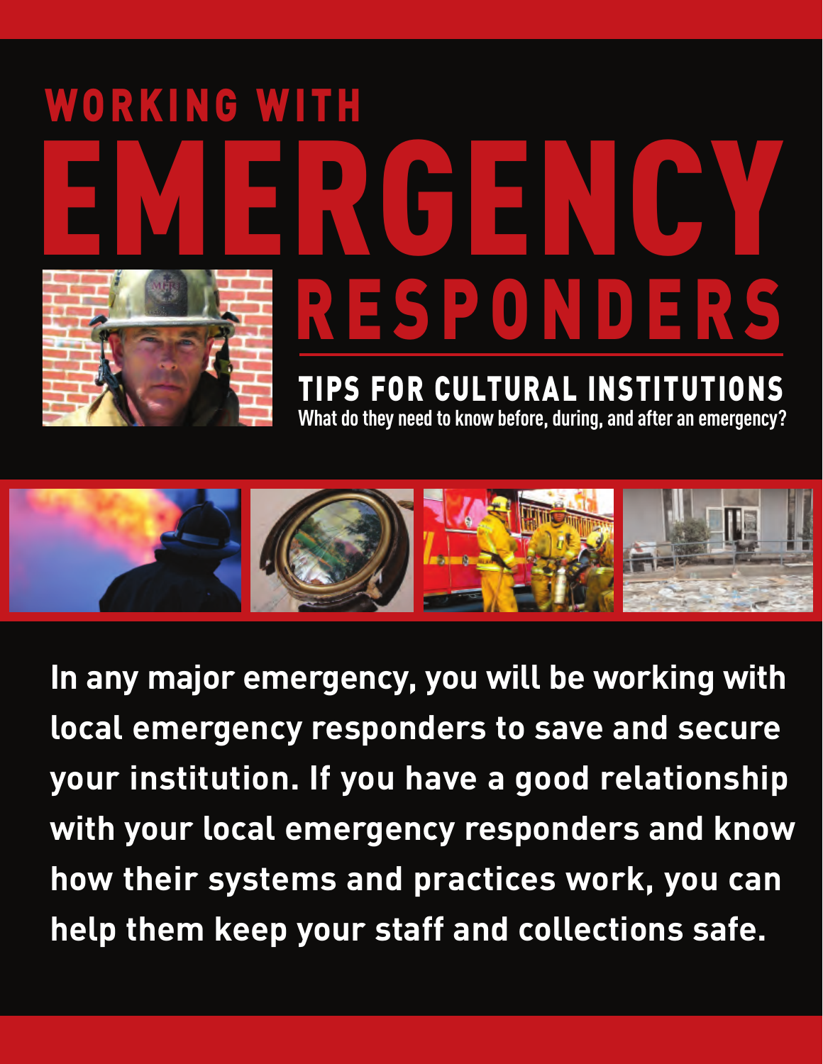# WORKING WITH EMERGENCY RESPONDERS

## TIPS FOR CULTURAL INSTITUTIONS

**What do they need to know before, during, and after an emergency?**

**In any major emergency, you will be working with local emergency responders to save and secure your institution. If you have a good relationship with your local emergency responders and know how their systems and practices work, you can help them keep your staff and collections safe.**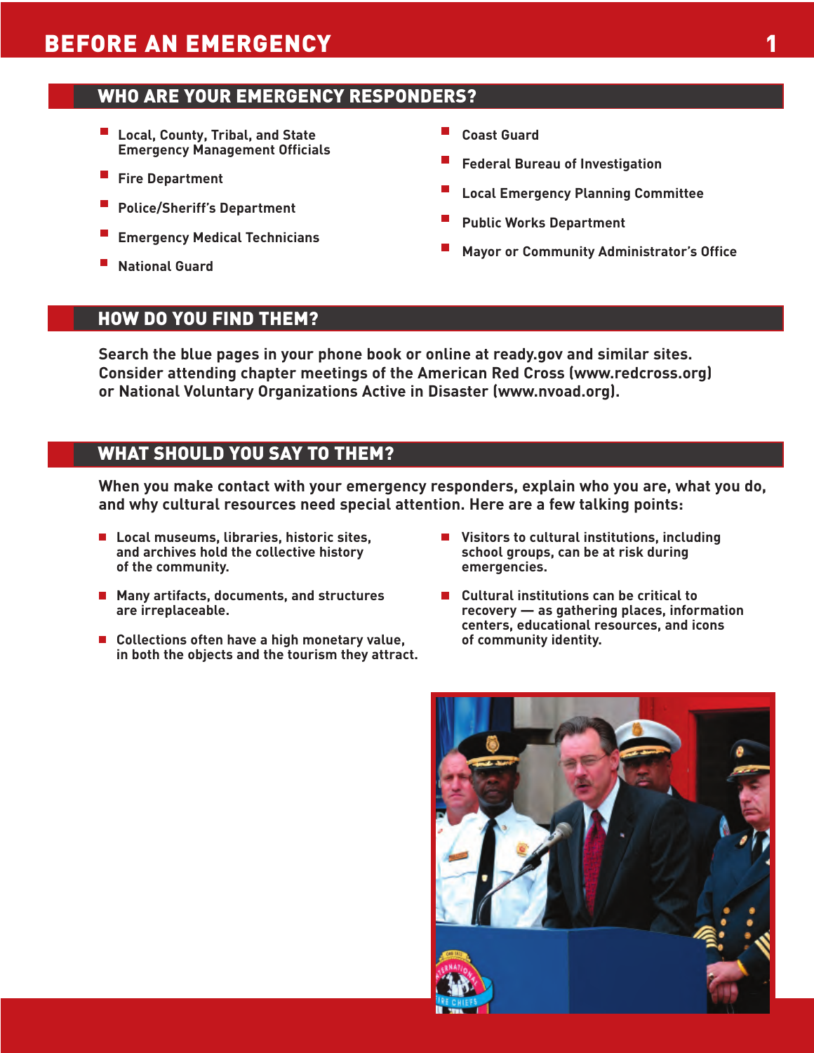# BEFORE AN EMERGENCY

## WHO ARE YOUR EMERGENCY RESPONDERS?

- Local, County, Tribal, and State Emergency Management Officials
- Fire Department
- Police/Sheriff's Department
- Emergency Medical Technicians
- National Guard
- Coast Guard
- Federal Bureau of Investigation
- Local Emergency Planning Committee
- Public Works Department
- Mayor or Community Administrator's Office

## HOW DO YOU FIND THEM?

Search the blue pages in your phone book or online at ready.gov and similar sites. Consider attending chapter meetings of the American Red Cross (www.redcross.org) or National Voluntary Organizations Active in Disaster (www.nvoad.org).

## WHAT SHOULD YOU SAY TO THEM?

When you make contact with your emergency responders, explain who you are, what you do, and why cultural resources need special attention. Here are a few talking points:

- Local museums, libraries, historic sites, and archives hold the collective history of the community.
- Many artifacts, documents, and structures are irreplaceable.
- Collections often have a high monetary value, in both the objects and the tourism they attract.
- Visitors to cultural institutions, including school groups, can be at risk during emergencies.
- Cultural institutions can be critical to recovery — as gathering places, information centers, educational resources, and icons of community identity.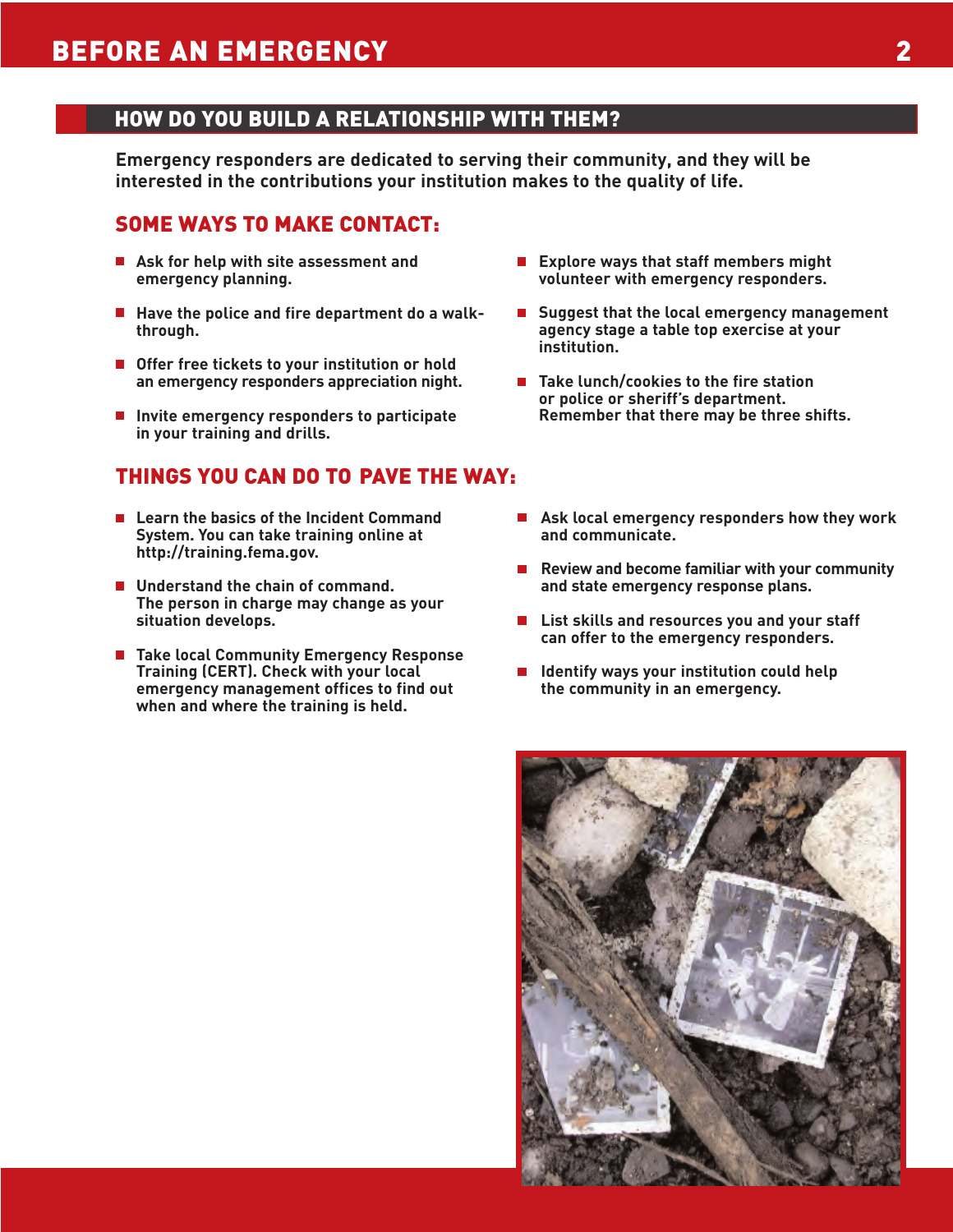## HOW DO YOU BUILD A RELATIONSHIP WITH THEM?

**Emergency responders are dedicated to serving their community, and they will be interested in the contributions your institution makes to the quality of life.**

### SOME WAYS TO MAKE CONTACT:

- Ask for help with site assessment and emergency planning.
- Have the police and fire department do a walk-through.
- Offer free tickets to your institution or hold an emergency responders appreciation night.
- Invite emergency responders to participate in your training and drills.
- Explore ways that staff members might volunteer with emergency responders.
- Suggest that the local emergency management agency stage a table top exercise at your institution.
- Take lunch/cookies to the fire station or police or sheriff's department. Remember that there may be three shifts.

### THINGS YOU CAN DO TO PAVE THE WAY:

- Learn the basics of the Incident Command System. You can take training online at http://training.fema.gov.
- Understand the chain of command. The person in charge may change as your situation develops.
- Take local Community Emergency Response Training (CERT). Check with your local emergency management offices to find out when and where the training is held.
- Ask local emergency responders how they work and communicate.
- Review and become familiar with your community and state emergency response plans.
- List skills and resources you and your staff can offer to the emergency responders.
- Identify ways your institution could help the community in an emergency.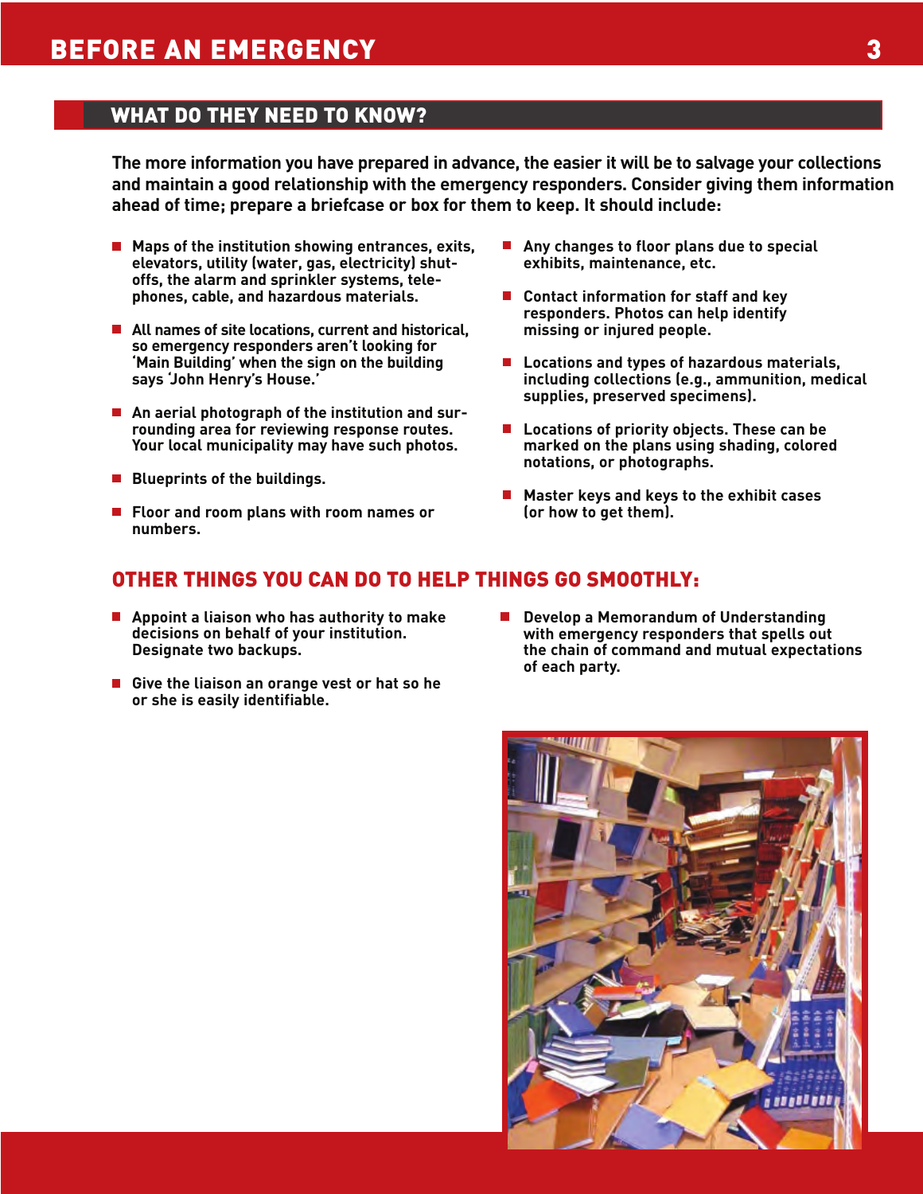# BEFORE AN EMERGENCY

## WHAT DO THEY NEED TO KNOW?

**The more information you have prepared in advance, the easier it will be to salvage your collections and maintain a good relationship with the emergency responders. Consider giving them information ahead of time; prepare a briefcase or box for them to keep. It should include:**

- Maps of the institution showing entrances, exits, elevators, utility (water, gas, electricity) shut-offs, the alarm and sprinkler systems, telephones, cable, and hazardous materials.
- All names of site locations, current and historical, so emergency responders aren't looking for 'Main Building' when the sign on the building says 'John Henry's House.'
- An aerial photograph of the institution and surrounding area for reviewing response routes. Your local municipality may have such photos.
- Blueprints of the buildings.
- Floor and room plans with room names or numbers.
- Any changes to floor plans due to special exhibits, maintenance, etc.
- Contact information for staff and key responders. Photos can help identify missing or injured people.
- Locations and types of hazardous materials, including collections (e.g., ammunition, medical supplies, preserved specimens).
- Locations of priority objects. These can be marked on the plans using shading, colored notations, or photographs.
- Master keys and keys to the exhibit cases (or how to get them).

## OTHER THINGS YOU CAN DO TO HELP THINGS GO SMOOTHLY:

- Appoint a liaison who has authority to make decisions on behalf of your institution. Designate two backups.
- Give the liaison an orange vest or hat so he or she is easily identifiable.
- Develop a Memorandum of Understanding with emergency responders that spells out the chain of command and mutual expectations of each party.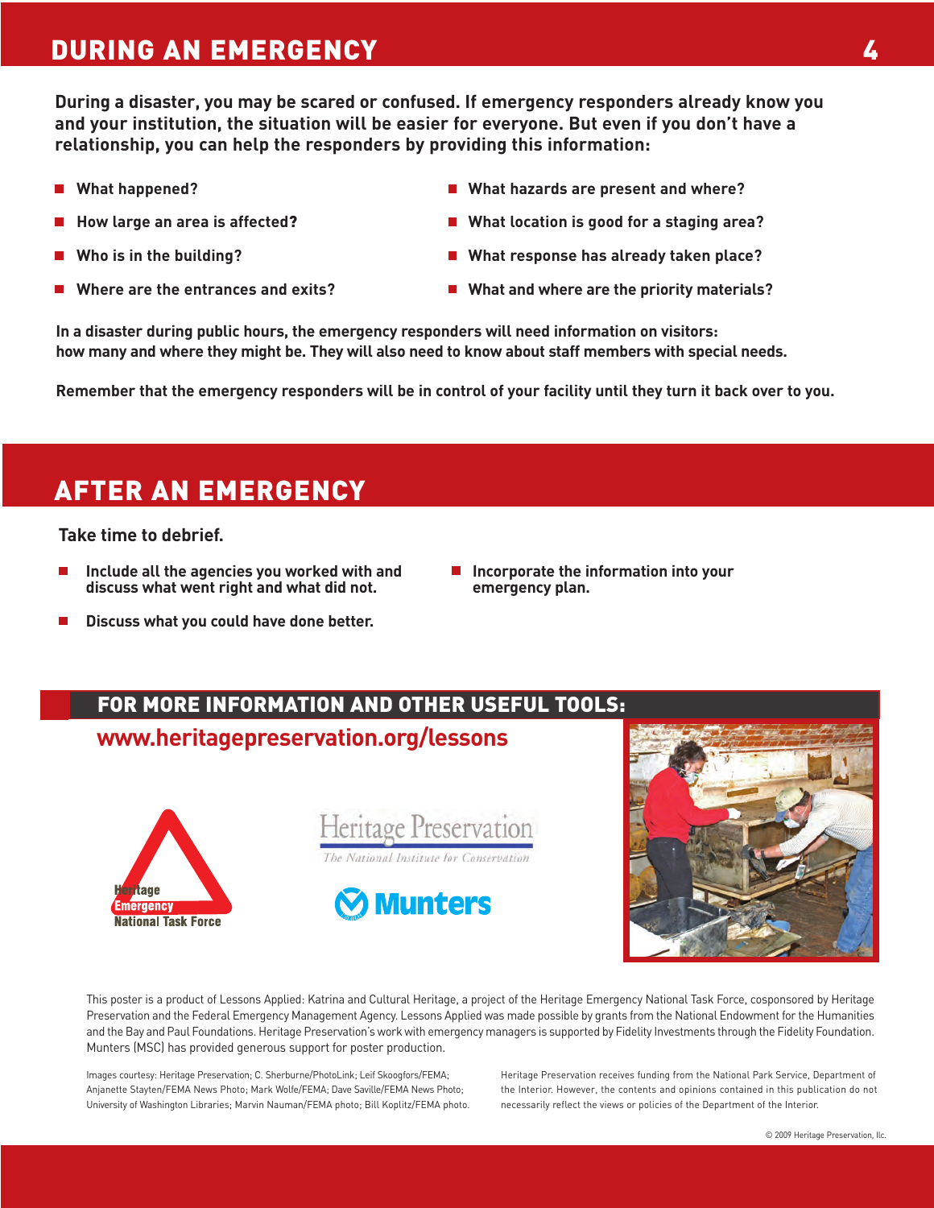## DURING AN EMERGENCY

**During a disaster, you may be scared or confused. If emergency responders already know you and your institution, the situation will be easier for everyone. But even if you don't have a relationship, you can help the responders by providing this information:**

- What happened?
- How large an area is affected?
- Who is in the building?
- Where are the entrances and exits?
- What hazards are present and where?
- What location is good for a staging area?
- What response has already taken place?
- What and where are the priority materials?

In a disaster during public hours, the emergency responders will need information on visitors: how many and where they might be. They will also need to know about staff members with special needs.

Remember that the emergency responders will be in control of your facility until they turn it back over to you.

## AFTER AN EMERGENCY

**Take time to debrief.**

- Include all the agencies you worked with and discuss what went right and what did not.
- Discuss what you could have done better.
- Incorporate the information into your emergency plan.

### FOR MORE INFORMATION AND OTHER USEFUL TOOLS:

**www.heritagepreservation.org/lessons**

Heritage Emergency National Task Force

Heritage Preservation
*The National Institute for Conservation*

Munters

This poster is a product of Lessons Applied: Katrina and Cultural Heritage, a project of the Heritage Emergency National Task Force, cosponsored by Heritage Preservation and the Federal Emergency Management Agency. Lessons Applied was made possible by grants from the National Endowment for the Humanities and the Bay and Paul Foundations. Heritage Preservation's work with emergency managers is supported by Fidelity Investments through the Fidelity Foundation. Munters (MSC) has provided generous support for poster production.

Images courtesy: Heritage Preservation; C. Sherburne/PhotoLink; Leif Skoogfors/FEMA; Anjanette Stayten/FEMA News Photo; Mark Wolfe/FEMA; Dave Saville/FEMA News Photo; University of Washington Libraries; Marvin Nauman/FEMA photo; Bill Koplitz/FEMA photo.

Heritage Preservation receives funding from the National Park Service, Department of the Interior. However, the contents and opinions contained in this publication do not necessarily reflect the views or policies of the Department of the Interior.

© 2009 Heritage Preservation, Inc.